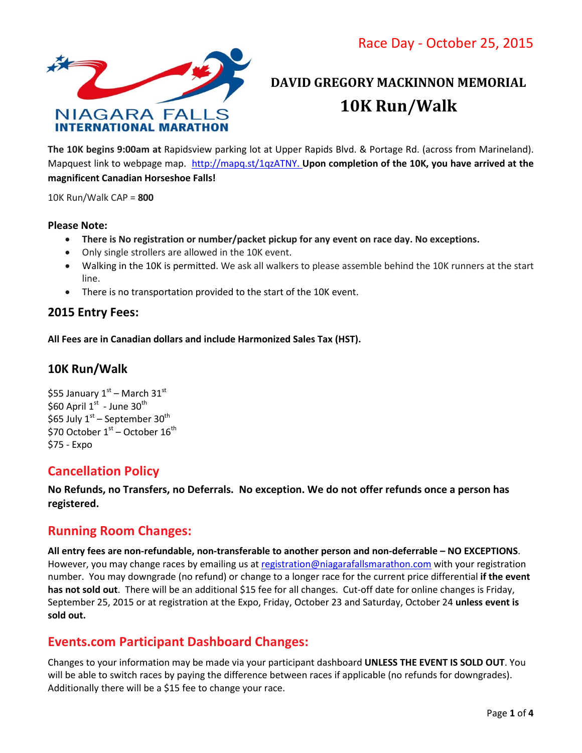Race Day - October 25, 2015

# DAVID GREGORY MACKINNON MEMORIAL

# 10K Run/Walk

**The 10K begins 9:00am at** Rapidsview parking lot at Upper Rapids Blvd. & Portage Rd. (across from Marineland). Mapquest link to webpage map. http://mapq.st/1qzATNY. **Upon completion of the 10K, you have arrived at the magnificent Canadian Horseshoe Falls!**

10K Run/Walk CAP = **800**

**Please Note:**

- **There is No registration or number/packet pickup for any event on race day. No exceptions.**
- Only single strollers are allowed in the 10K event.
- Walking in the 10K is permitted. We ask all walkers to please assemble behind the 10K runners at the start line.
- There is no transportation provided to the start of the 10K event.

## 2015 Entry Fees:

**All Fees are in Canadian dollars and include Harmonized Sales Tax (HST).**

## 10K Run/Walk

$55 January 1st – March 31st
$60 April 1st - June 30th
$65 July 1st – September 30th
$70 October 1st – October 16th
$75 - Expo

## Cancellation Policy

**No Refunds, no Transfers, no Deferrals. No exception. We do not offer refunds once a person has registered.**

## Running Room Changes:

**All entry fees are non-refundable, non-transferable to another person and non-deferrable – NO EXCEPTIONS**. However, you may change races by emailing us at registration@niagarafallsmarathon.com with your registration number. You may downgrade (no refund) or change to a longer race for the current price differential **if the event has not sold out**. There will be an additional $15 fee for all changes. Cut-off date for online changes is Friday, September 25, 2015 or at registration at the Expo, Friday, October 23 and Saturday, October 24 **unless event is sold out.**

## Events.com Participant Dashboard Changes:

Changes to your information may be made via your participant dashboard **UNLESS THE EVENT IS SOLD OUT**. You will be able to switch races by paying the difference between races if applicable (no refunds for downgrades). Additionally there will be a $15 fee to change your race.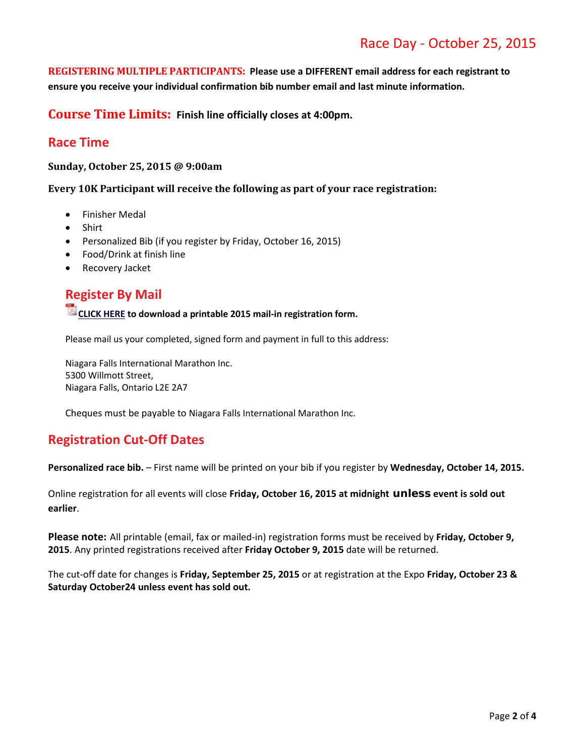# Race Day - October 25, 2015

**REGISTERING MULTIPLE PARTICIPANTS: Please use a DIFFERENT email address for each registrant to ensure you receive your individual confirmation bib number email and last minute information.**

## Course Time Limits: **Finish line officially closes at 4:00pm.**

## Race Time

**Sunday, October 25, 2015 @ 9:00am**

**Every 10K Participant will receive the following as part of your race registration:**

- Finisher Medal
- Shirt
- Personalized Bib (if you register by Friday, October 16, 2015)
- Food/Drink at finish line
- Recovery Jacket

## Register By Mail

**CLICK HERE to download a printable 2015 mail-in registration form.**

Please mail us your completed, signed form and payment in full to this address:

Niagara Falls International Marathon Inc.
5300 Willmott Street,
Niagara Falls, Ontario L2E 2A7

Cheques must be payable to Niagara Falls International Marathon Inc.

## Registration Cut-Off Dates

**Personalized race bib.** – First name will be printed on your bib if you register by **Wednesday, October 14, 2015.**

Online registration for all events will close **Friday, October 16, 2015 at midnight unless event is sold out earlier**.

**Please note:** All printable (email, fax or mailed-in) registration forms must be received by **Friday, October 9, 2015**. Any printed registrations received after **Friday October 9, 2015** date will be returned.

The cut-off date for changes is **Friday, September 25, 2015** or at registration at the Expo **Friday, October 23 & Saturday October24 unless event has sold out.**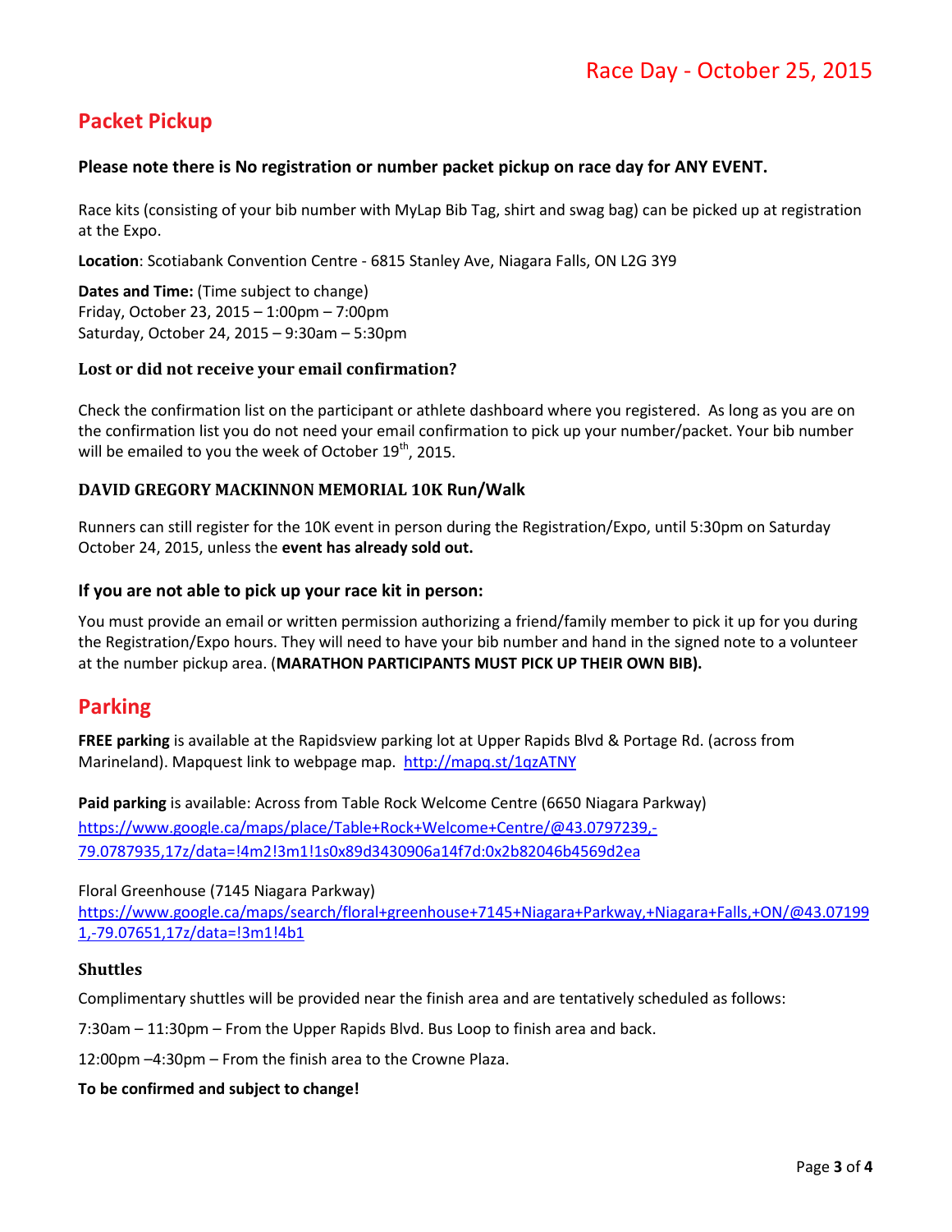Race Day - October 25, 2015

## Packet Pickup

### Please note there is No registration or number packet pickup on race day for ANY EVENT.

Race kits (consisting of your bib number with MyLap Bib Tag, shirt and swag bag) can be picked up at registration at the Expo.

**Location**: Scotiabank Convention Centre - 6815 Stanley Ave, Niagara Falls, ON L2G 3Y9

**Dates and Time:** (Time subject to change)
Friday, October 23, 2015 – 1:00pm – 7:00pm
Saturday, October 24, 2015 – 9:30am – 5:30pm

### Lost or did not receive your email confirmation?

Check the confirmation list on the participant or athlete dashboard where you registered. As long as you are on the confirmation list you do not need your email confirmation to pick up your number/packet. Your bib number will be emailed to you the week of October 19th, 2015.

### DAVID GREGORY MACKINNON MEMORIAL 10K Run/Walk

Runners can still register for the 10K event in person during the Registration/Expo, until 5:30pm on Saturday October 24, 2015, unless the **event has already sold out.**

### If you are not able to pick up your race kit in person:

You must provide an email or written permission authorizing a friend/family member to pick it up for you during the Registration/Expo hours. They will need to have your bib number and hand in the signed note to a volunteer at the number pickup area. (**MARATHON PARTICIPANTS MUST PICK UP THEIR OWN BIB).**

## Parking

**FREE parking** is available at the Rapidsview parking lot at Upper Rapids Blvd & Portage Rd. (across from Marineland). Mapquest link to webpage map. http://mapq.st/1qzATNY

**Paid parking** is available: Across from Table Rock Welcome Centre (6650 Niagara Parkway)
https://www.google.ca/maps/place/Table+Rock+Welcome+Centre/@43.0797239,-79.0787935,17z/data=!4m2!3m1!1s0x89d3430906a14f7d:0x2b82046b4569d2ea

Floral Greenhouse (7145 Niagara Parkway)
https://www.google.ca/maps/search/floral+greenhouse+7145+Niagara+Parkway,+Niagara+Falls,+ON/@43.071991,-79.07651,17z/data=!3m1!4b1

### Shuttles

Complimentary shuttles will be provided near the finish area and are tentatively scheduled as follows:

7:30am – 11:30pm – From the Upper Rapids Blvd. Bus Loop to finish area and back.

12:00pm –4:30pm – From the finish area to the Crowne Plaza.

**To be confirmed and subject to change!**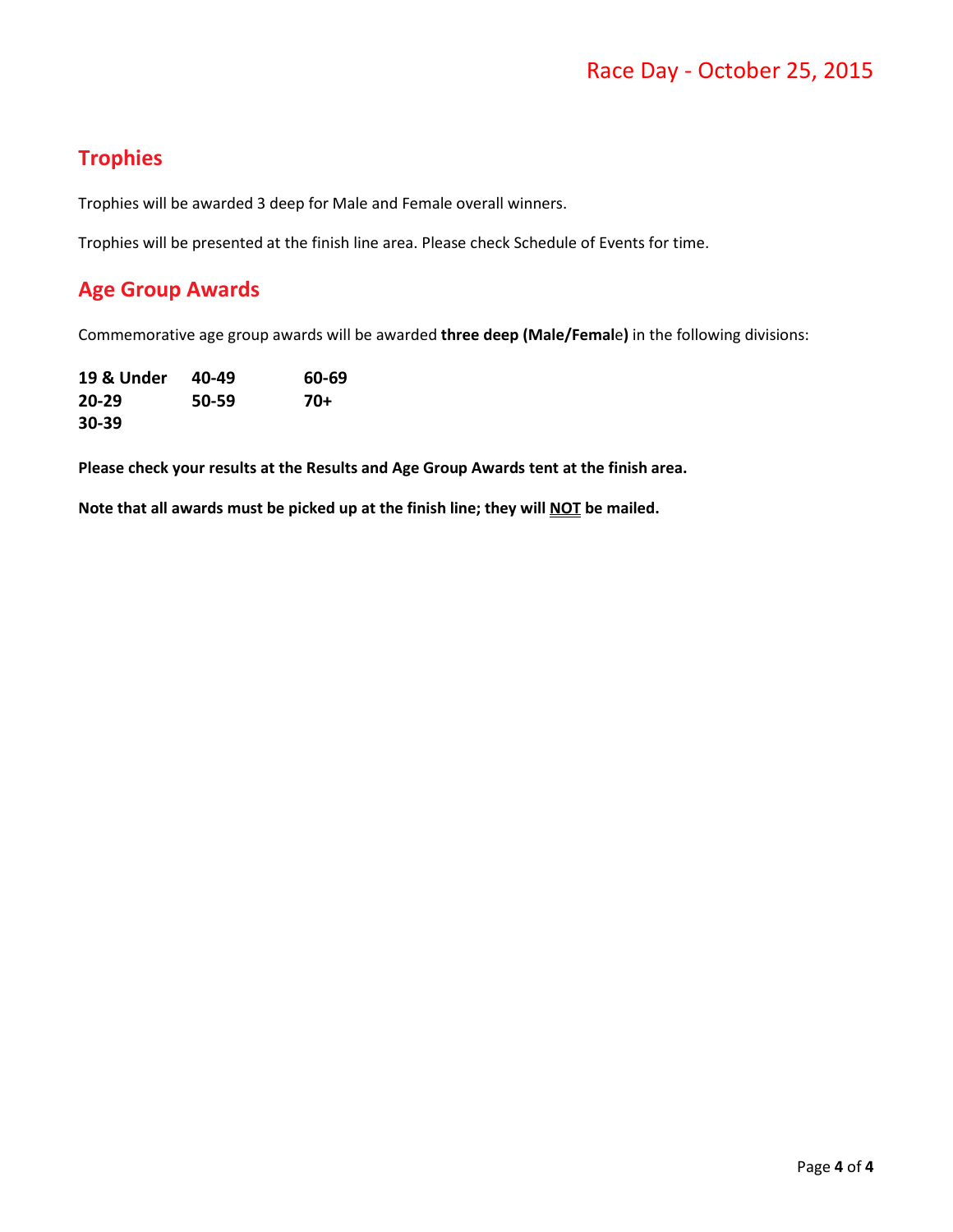## Trophies

Trophies will be awarded 3 deep for Male and Female overall winners.

Trophies will be presented at the finish line area. Please check Schedule of Events for time.

## Age Group Awards

Commemorative age group awards will be awarded **three deep (Male/Female)** in the following divisions:

| | | |
|---|---|---|
| **19 & Under** | **40-49** | **60-69** |
| **20-29** | **50-59** | **70+** |
| **30-39** | | |

**Please check your results at the Results and Age Group Awards tent at the finish area.**

**Note that all awards must be picked up at the finish line; they will NOT be mailed.**